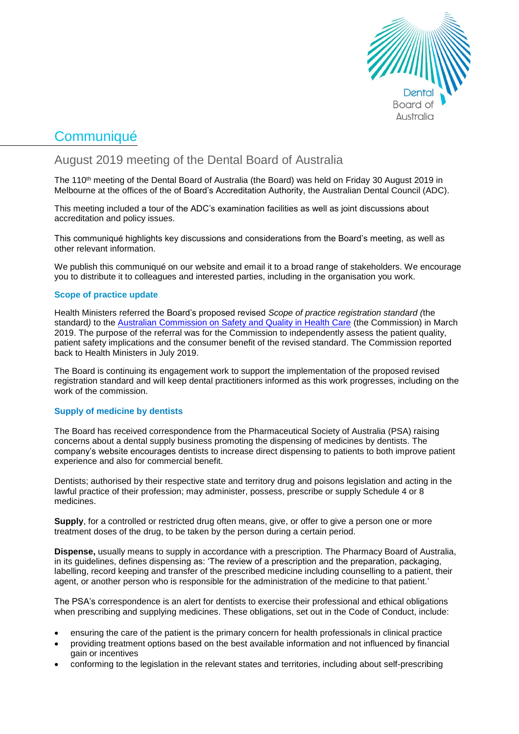# Communiqué

## August 2019 meeting of the Dental Board of Australia

The 110th meeting of the Dental Board of Australia (the Board) was held on Friday 30 August 2019 in Melbourne at the offices of the of Board's Accreditation Authority, the Australian Dental Council (ADC).

This meeting included a tour of the ADC's examination facilities as well as joint discussions about accreditation and policy issues.

This communiqué highlights key discussions and considerations from the Board's meeting, as well as other relevant information.

We publish this communiqué on our website and email it to a broad range of stakeholders. We encourage you to distribute it to colleagues and interested parties, including in the organisation you work.

### Scope of practice update

Health Ministers referred the Board's proposed revised *Scope of practice registration standard* (the standard) to the Australian Commission on Safety and Quality in Health Care (the Commission) in March 2019. The purpose of the referral was for the Commission to independently assess the patient quality, patient safety implications and the consumer benefit of the revised standard. The Commission reported back to Health Ministers in July 2019.

The Board is continuing its engagement work to support the implementation of the proposed revised registration standard and will keep dental practitioners informed as this work progresses, including on the work of the commission.

### Supply of medicine by dentists

The Board has received correspondence from the Pharmaceutical Society of Australia (PSA) raising concerns about a dental supply business promoting the dispensing of medicines by dentists. The company's website encourages dentists to increase direct dispensing to patients to both improve patient experience and also for commercial benefit.

Dentists; authorised by their respective state and territory drug and poisons legislation and acting in the lawful practice of their profession; may administer, possess, prescribe or supply Schedule 4 or 8 medicines.

**Supply**, for a controlled or restricted drug often means, give, or offer to give a person one or more treatment doses of the drug, to be taken by the person during a certain period.

**Dispense,** usually means to supply in accordance with a prescription. The Pharmacy Board of Australia, in its guidelines, defines dispensing as: 'The review of a prescription and the preparation, packaging, labelling, record keeping and transfer of the prescribed medicine including counselling to a patient, their agent, or another person who is responsible for the administration of the medicine to that patient.'

The PSA's correspondence is an alert for dentists to exercise their professional and ethical obligations when prescribing and supplying medicines. These obligations, set out in the Code of Conduct, include:

- ensuring the care of the patient is the primary concern for health professionals in clinical practice
- providing treatment options based on the best available information and not influenced by financial gain or incentives
- conforming to the legislation in the relevant states and territories, including about self-prescribing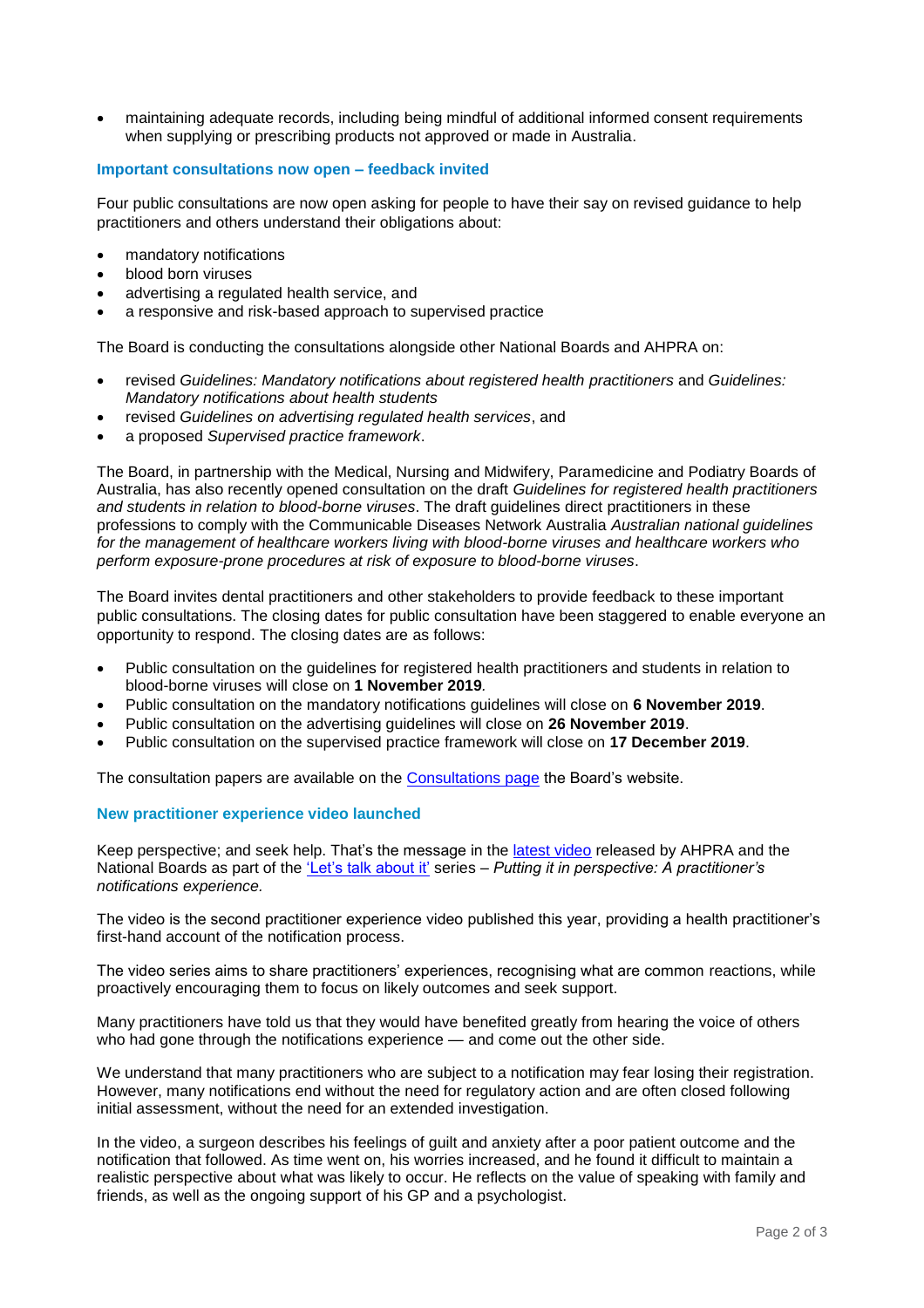- maintaining adequate records, including being mindful of additional informed consent requirements when supplying or prescribing products not approved or made in Australia.

### Important consultations now open – feedback invited

Four public consultations are now open asking for people to have their say on revised guidance to help practitioners and others understand their obligations about:

- mandatory notifications
- blood born viruses
- advertising a regulated health service, and
- a responsive and risk-based approach to supervised practice

The Board is conducting the consultations alongside other National Boards and AHPRA on:

- revised *Guidelines: Mandatory notifications about registered health practitioners* and *Guidelines: Mandatory notifications about health students*
- revised *Guidelines on advertising regulated health services*, and
- a proposed *Supervised practice framework*.

The Board, in partnership with the Medical, Nursing and Midwifery, Paramedicine and Podiatry Boards of Australia, has also recently opened consultation on the draft *Guidelines for registered health practitioners and students in relation to blood-borne viruses*. The draft guidelines direct practitioners in these professions to comply with the Communicable Diseases Network Australia *Australian national guidelines for the management of healthcare workers living with blood-borne viruses and healthcare workers who perform exposure-prone procedures at risk of exposure to blood-borne viruses*.

The Board invites dental practitioners and other stakeholders to provide feedback to these important public consultations. The closing dates for public consultation have been staggered to enable everyone an opportunity to respond. The closing dates are as follows:

- Public consultation on the guidelines for registered health practitioners and students in relation to blood-borne viruses will close on **1 November 2019**.
- Public consultation on the mandatory notifications guidelines will close on **6 November 2019**.
- Public consultation on the advertising guidelines will close on **26 November 2019**.
- Public consultation on the supervised practice framework will close on **17 December 2019**.

The consultation papers are available on the [Consultations page]() the Board's website.

### New practitioner experience video launched

Keep perspective; and seek help. That's the message in the [latest video]() released by AHPRA and the National Boards as part of the ['Let's talk about it']() series – *Putting it in perspective: A practitioner's notifications experience.*

The video is the second practitioner experience video published this year, providing a health practitioner's first-hand account of the notification process.

The video series aims to share practitioners' experiences, recognising what are common reactions, while proactively encouraging them to focus on likely outcomes and seek support.

Many practitioners have told us that they would have benefited greatly from hearing the voice of others who had gone through the notifications experience — and come out the other side.

We understand that many practitioners who are subject to a notification may fear losing their registration. However, many notifications end without the need for regulatory action and are often closed following initial assessment, without the need for an extended investigation.

In the video, a surgeon describes his feelings of guilt and anxiety after a poor patient outcome and the notification that followed. As time went on, his worries increased, and he found it difficult to maintain a realistic perspective about what was likely to occur. He reflects on the value of speaking with family and friends, as well as the ongoing support of his GP and a psychologist.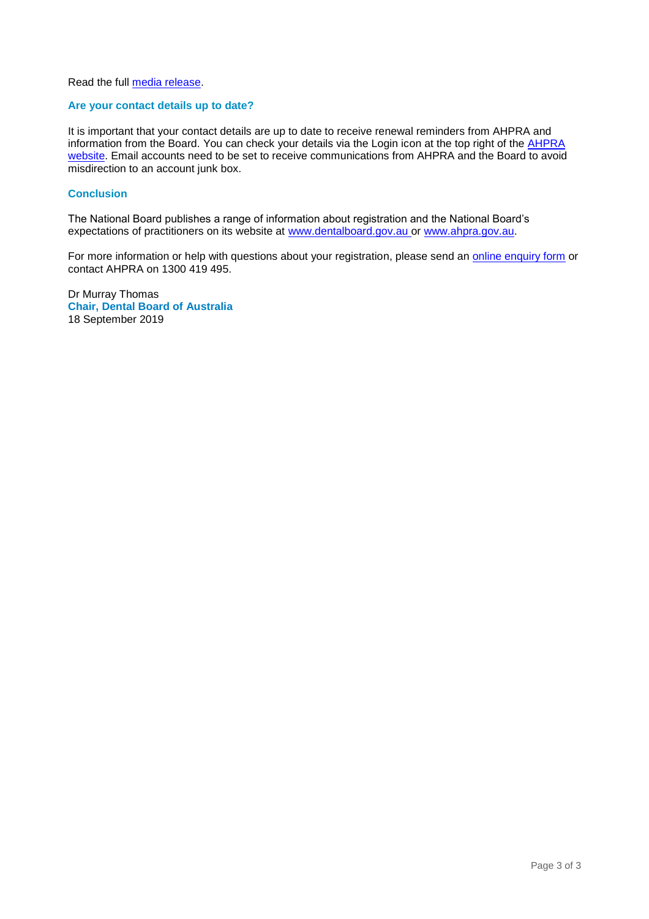Read the full media release.

## Are your contact details up to date?

It is important that your contact details are up to date to receive renewal reminders from AHPRA and information from the Board. You can check your details via the Login icon at the top right of the AHPRA website. Email accounts need to be set to receive communications from AHPRA and the Board to avoid misdirection to an account junk box.

## Conclusion

The National Board publishes a range of information about registration and the National Board's expectations of practitioners on its website at www.dentalboard.gov.au or www.ahpra.gov.au.

For more information or help with questions about your registration, please send an online enquiry form or contact AHPRA on 1300 419 495.

Dr Murray Thomas
**Chair, Dental Board of Australia**
18 September 2019